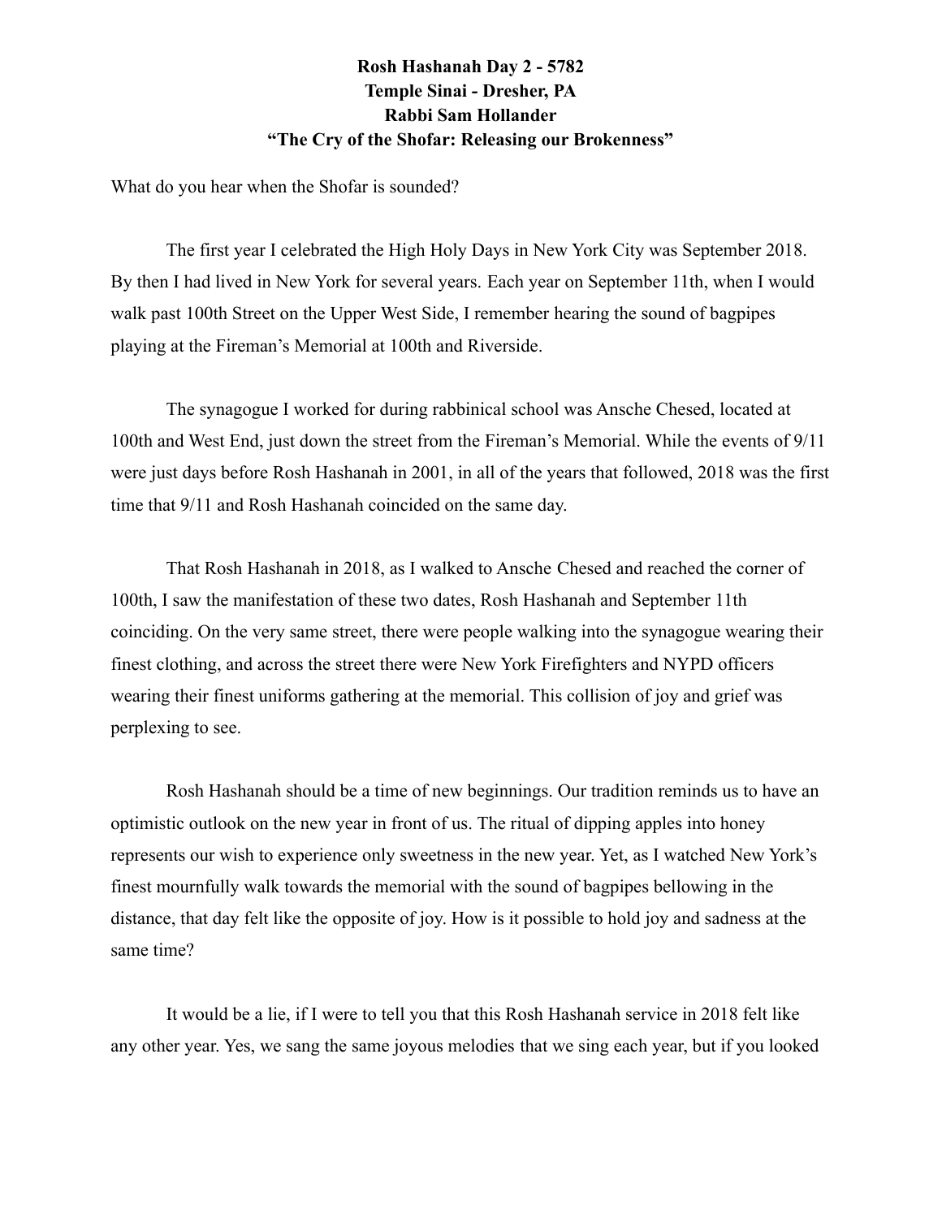**Rosh Hashanah Day 2 - 5782**
**Temple Sinai - Dresher, PA**
**Rabbi Sam Hollander**
**"The Cry of the Shofar: Releasing our Brokenness"**

What do you hear when the Shofar is sounded?

The first year I celebrated the High Holy Days in New York City was September 2018. By then I had lived in New York for several years. Each year on September 11th, when I would walk past 100th Street on the Upper West Side, I remember hearing the sound of bagpipes playing at the Fireman's Memorial at 100th and Riverside.

The synagogue I worked for during rabbinical school was Ansche Chesed, located at 100th and West End, just down the street from the Fireman's Memorial. While the events of 9/11 were just days before Rosh Hashanah in 2001, in all of the years that followed, 2018 was the first time that 9/11 and Rosh Hashanah coincided on the same day.

That Rosh Hashanah in 2018, as I walked to Ansche Chesed and reached the corner of 100th, I saw the manifestation of these two dates, Rosh Hashanah and September 11th coinciding. On the very same street, there were people walking into the synagogue wearing their finest clothing, and across the street there were New York Firefighters and NYPD officers wearing their finest uniforms gathering at the memorial. This collision of joy and grief was perplexing to see.

Rosh Hashanah should be a time of new beginnings. Our tradition reminds us to have an optimistic outlook on the new year in front of us. The ritual of dipping apples into honey represents our wish to experience only sweetness in the new year. Yet, as I watched New York's finest mournfully walk towards the memorial with the sound of bagpipes bellowing in the distance, that day felt like the opposite of joy. How is it possible to hold joy and sadness at the same time?

It would be a lie, if I were to tell you that this Rosh Hashanah service in 2018 felt like any other year. Yes, we sang the same joyous melodies that we sing each year, but if you looked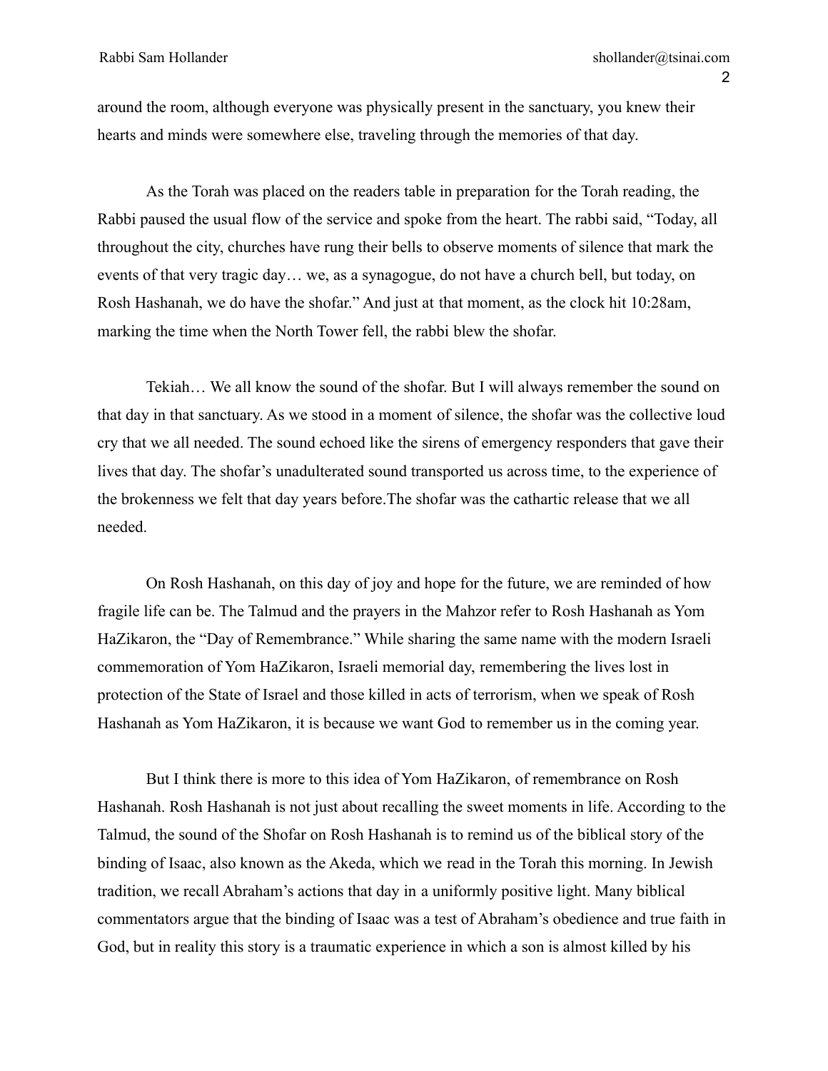around the room, although everyone was physically present in the sanctuary, you knew their hearts and minds were somewhere else, traveling through the memories of that day.

As the Torah was placed on the readers table in preparation for the Torah reading, the Rabbi paused the usual flow of the service and spoke from the heart. The rabbi said, "Today, all throughout the city, churches have rung their bells to observe moments of silence that mark the events of that very tragic day… we, as a synagogue, do not have a church bell, but today, on Rosh Hashanah, we do have the shofar." And just at that moment, as the clock hit 10:28am, marking the time when the North Tower fell, the rabbi blew the shofar.

Tekiah… We all know the sound of the shofar. But I will always remember the sound on that day in that sanctuary. As we stood in a moment of silence, the shofar was the collective loud cry that we all needed. The sound echoed like the sirens of emergency responders that gave their lives that day. The shofar's unadulterated sound transported us across time, to the experience of the brokenness we felt that day years before.The shofar was the cathartic release that we all needed.

On Rosh Hashanah, on this day of joy and hope for the future, we are reminded of how fragile life can be. The Talmud and the prayers in the Mahzor refer to Rosh Hashanah as Yom HaZikaron, the "Day of Remembrance." While sharing the same name with the modern Israeli commemoration of Yom HaZikaron, Israeli memorial day, remembering the lives lost in protection of the State of Israel and those killed in acts of terrorism, when we speak of Rosh Hashanah as Yom HaZikaron, it is because we want God to remember us in the coming year.

But I think there is more to this idea of Yom HaZikaron, of remembrance on Rosh Hashanah. Rosh Hashanah is not just about recalling the sweet moments in life. According to the Talmud, the sound of the Shofar on Rosh Hashanah is to remind us of the biblical story of the binding of Isaac, also known as the Akeda, which we read in the Torah this morning. In Jewish tradition, we recall Abraham's actions that day in a uniformly positive light. Many biblical commentators argue that the binding of Isaac was a test of Abraham's obedience and true faith in God, but in reality this story is a traumatic experience in which a son is almost killed by his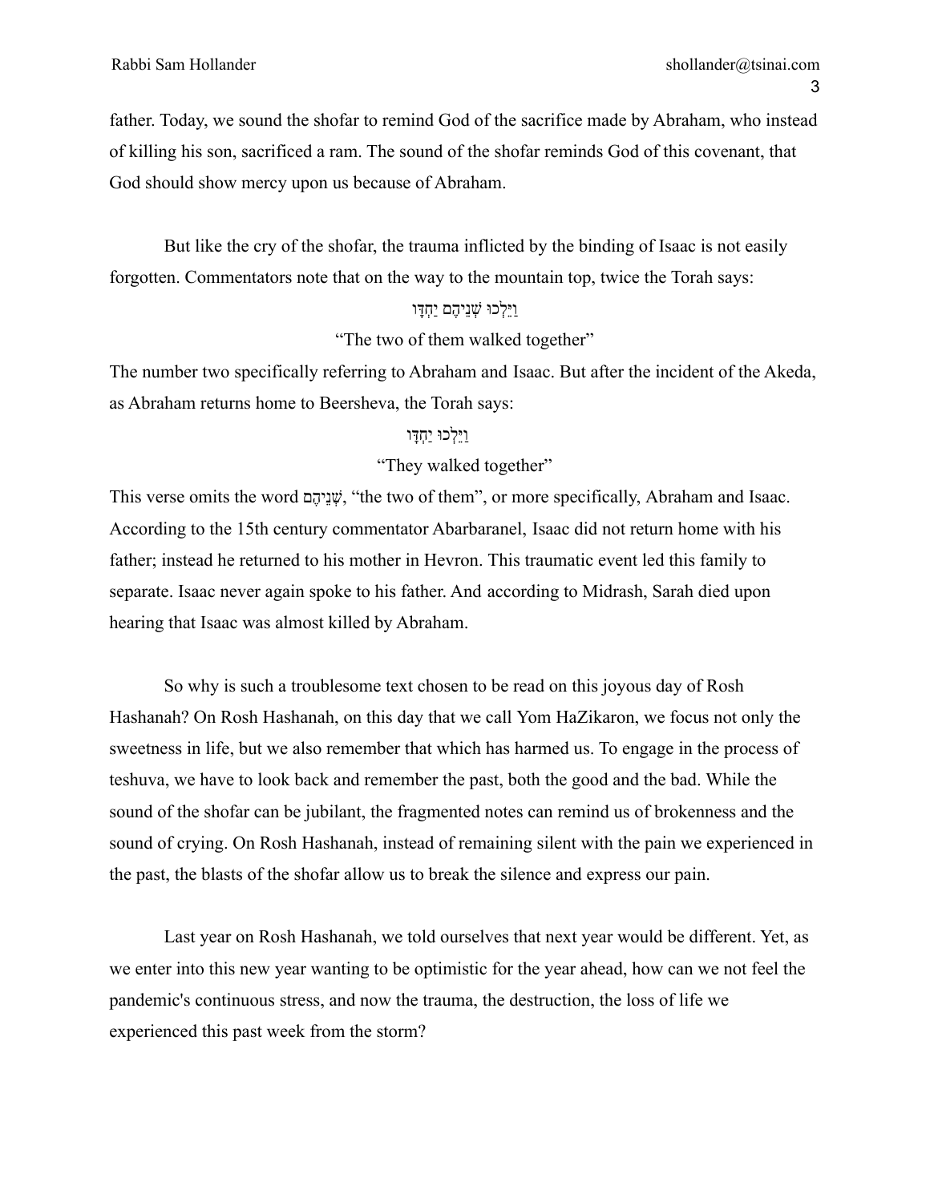father. Today, we sound the shofar to remind God of the sacrifice made by Abraham, who instead of killing his son, sacrificed a ram. The sound of the shofar reminds God of this covenant, that God should show mercy upon us because of Abraham.

But like the cry of the shofar, the trauma inflicted by the binding of Isaac is not easily forgotten. Commentators note that on the way to the mountain top, twice the Torah says:

וַיֵּלְכוּ שְׁנֵיהֶם יַחְדָּו

"The two of them walked together"

The number two specifically referring to Abraham and Isaac. But after the incident of the Akeda, as Abraham returns home to Beersheva, the Torah says:

וַיֵּלְכוּ יַחְדָּו

"They walked together"

This verse omits the word שְׁנֵיהֶם, "the two of them", or more specifically, Abraham and Isaac. According to the 15th century commentator Abarbaranel, Isaac did not return home with his father; instead he returned to his mother in Hevron. This traumatic event led this family to separate. Isaac never again spoke to his father. And according to Midrash, Sarah died upon hearing that Isaac was almost killed by Abraham.

So why is such a troublesome text chosen to be read on this joyous day of Rosh Hashanah? On Rosh Hashanah, on this day that we call Yom HaZikaron, we focus not only the sweetness in life, but we also remember that which has harmed us. To engage in the process of teshuva, we have to look back and remember the past, both the good and the bad. While the sound of the shofar can be jubilant, the fragmented notes can remind us of brokenness and the sound of crying. On Rosh Hashanah, instead of remaining silent with the pain we experienced in the past, the blasts of the shofar allow us to break the silence and express our pain.

Last year on Rosh Hashanah, we told ourselves that next year would be different. Yet, as we enter into this new year wanting to be optimistic for the year ahead, how can we not feel the pandemic's continuous stress, and now the trauma, the destruction, the loss of life we experienced this past week from the storm?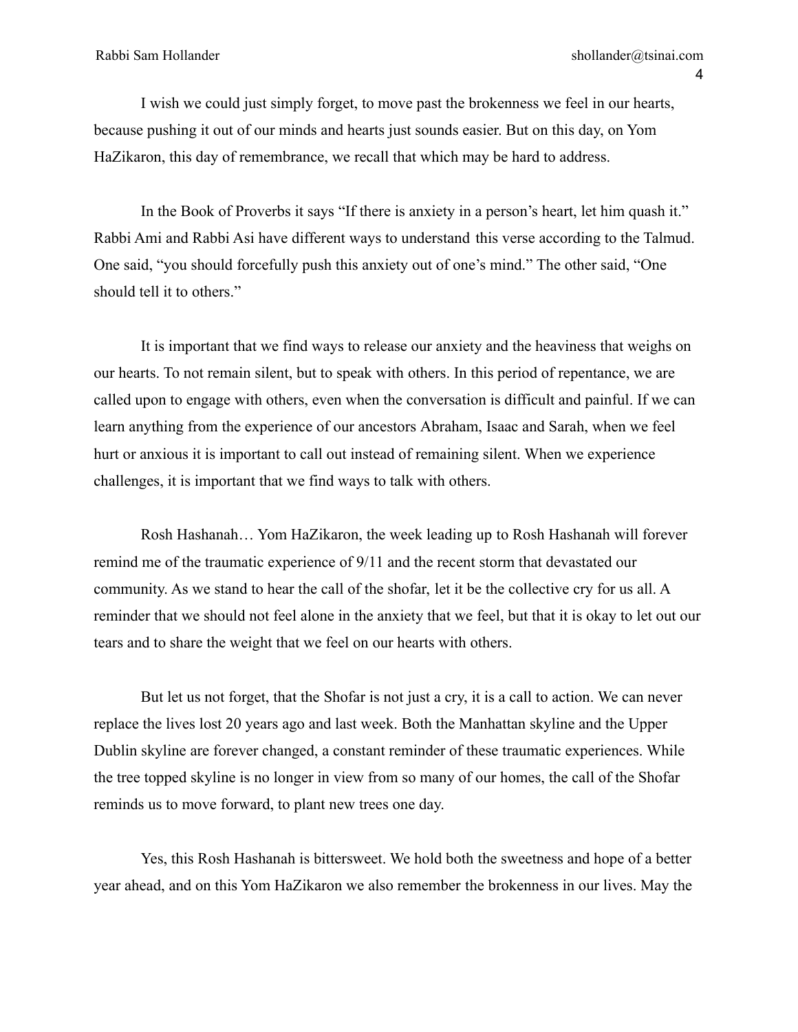I wish we could just simply forget, to move past the brokenness we feel in our hearts, because pushing it out of our minds and hearts just sounds easier. But on this day, on Yom HaZikaron, this day of remembrance, we recall that which may be hard to address.

In the Book of Proverbs it says "If there is anxiety in a person's heart, let him quash it." Rabbi Ami and Rabbi Asi have different ways to understand this verse according to the Talmud. One said, "you should forcefully push this anxiety out of one's mind." The other said, "One should tell it to others."

It is important that we find ways to release our anxiety and the heaviness that weighs on our hearts. To not remain silent, but to speak with others. In this period of repentance, we are called upon to engage with others, even when the conversation is difficult and painful. If we can learn anything from the experience of our ancestors Abraham, Isaac and Sarah, when we feel hurt or anxious it is important to call out instead of remaining silent. When we experience challenges, it is important that we find ways to talk with others.

Rosh Hashanah… Yom HaZikaron, the week leading up to Rosh Hashanah will forever remind me of the traumatic experience of 9/11 and the recent storm that devastated our community. As we stand to hear the call of the shofar, let it be the collective cry for us all. A reminder that we should not feel alone in the anxiety that we feel, but that it is okay to let out our tears and to share the weight that we feel on our hearts with others.

But let us not forget, that the Shofar is not just a cry, it is a call to action. We can never replace the lives lost 20 years ago and last week. Both the Manhattan skyline and the Upper Dublin skyline are forever changed, a constant reminder of these traumatic experiences. While the tree topped skyline is no longer in view from so many of our homes, the call of the Shofar reminds us to move forward, to plant new trees one day.

Yes, this Rosh Hashanah is bittersweet. We hold both the sweetness and hope of a better year ahead, and on this Yom HaZikaron we also remember the brokenness in our lives. May the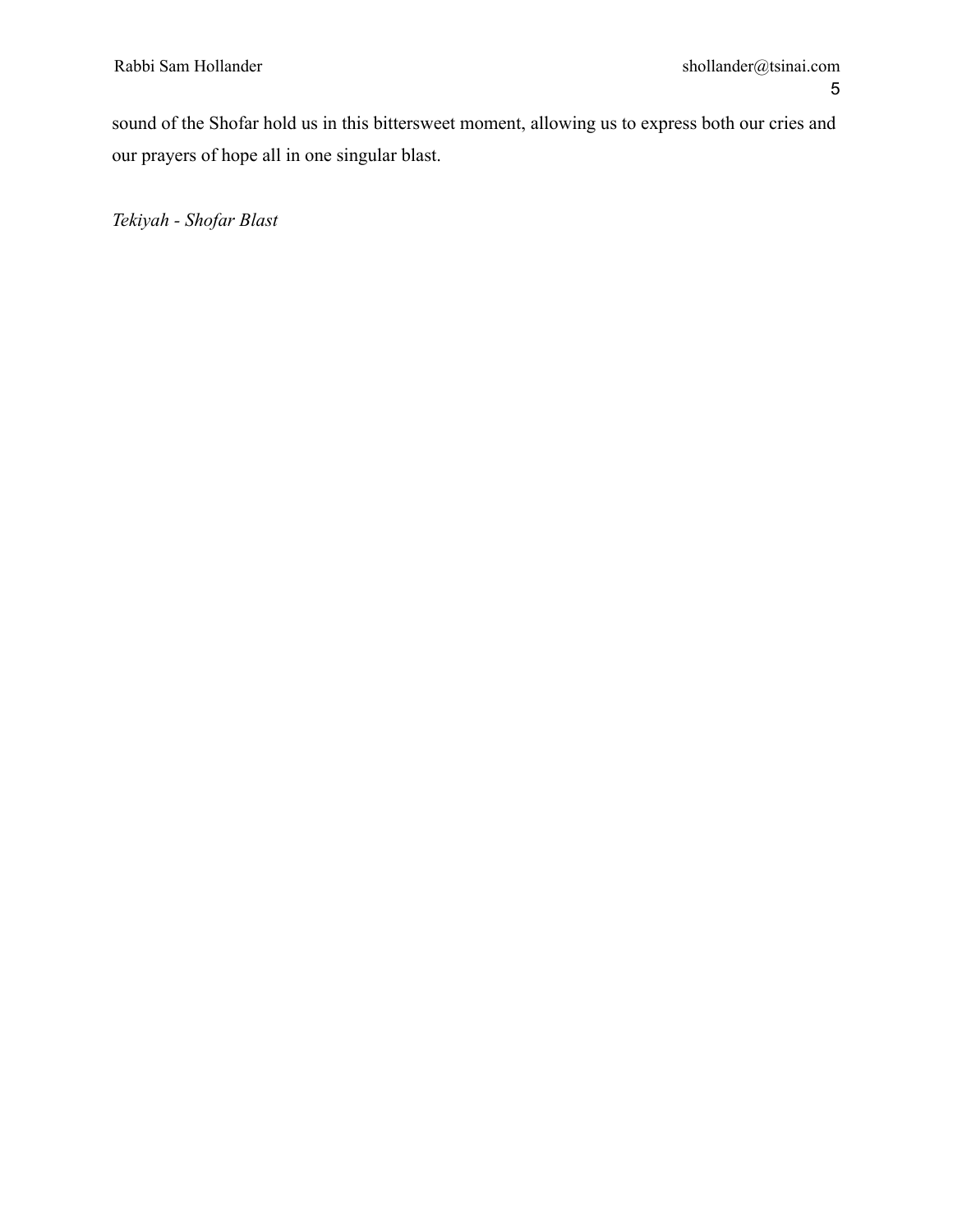sound of the Shofar hold us in this bittersweet moment, allowing us to express both our cries and our prayers of hope all in one singular blast.

*Tekiyah - Shofar Blast*